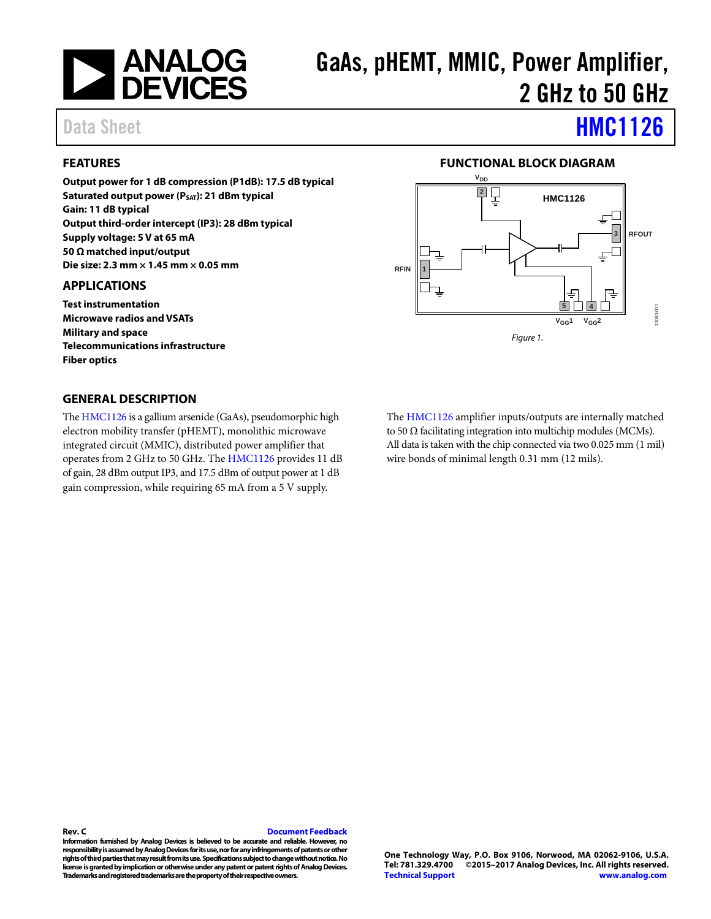# GaAs, pHEMT, MMIC, Power Amplifier, 2 GHz to 50 GHz

Data Sheet **HMC1126**

## FEATURES

**Output power for 1 dB compression (P1dB): 17.5 dB typical**
**Saturated output power ($P_{SAT}$): 21 dBm typical**
**Gain: 11 dB typical**
**Output third-order intercept (IP3): 28 dBm typical**
**Supply voltage: 5 V at 65 mA**
**50 Ω matched input/output**
**Die size: 2.3 mm × 1.45 mm × 0.05 mm**

## APPLICATIONS

**Test instrumentation**
**Microwave radios and VSATs**
**Military and space**
**Telecommunications infrastructure**
**Fiber optics**

## FUNCTIONAL BLOCK DIAGRAM

*Figure 1.*

## GENERAL DESCRIPTION

The HMC1126 is a gallium arsenide (GaAs), pseudomorphic high electron mobility transfer (pHEMT), monolithic microwave integrated circuit (MMIC), distributed power amplifier that operates from 2 GHz to 50 GHz. The HMC1126 provides 11 dB of gain, 28 dBm output IP3, and 17.5 dBm of output power at 1 dB gain compression, while requiring 65 mA from a 5 V supply.

The HMC1126 amplifier inputs/outputs are internally matched to 50 Ω facilitating integration into multichip modules (MCMs). All data is taken with the chip connected via two 0.025 mm (1 mil) wire bonds of minimal length 0.31 mm (12 mils).

**Rev. C** Document Feedback

**Information furnished by Analog Devices is believed to be accurate and reliable. However, no responsibility is assumed by Analog Devices for its use, nor for any infringements of patents or other rights of third parties that may result from its use. Specifications subject to change without notice. No license is granted by implication or otherwise under any patent or patent rights of Analog Devices. Trademarks and registered trademarks are the property of their respective owners.**

**One Technology Way, P.O. Box 9106, Norwood, MA 02062-9106, U.S.A.**
**Tel: 781.329.4700 ©2015–2017 Analog Devices, Inc. All rights reserved.**
**Technical Support www.analog.com**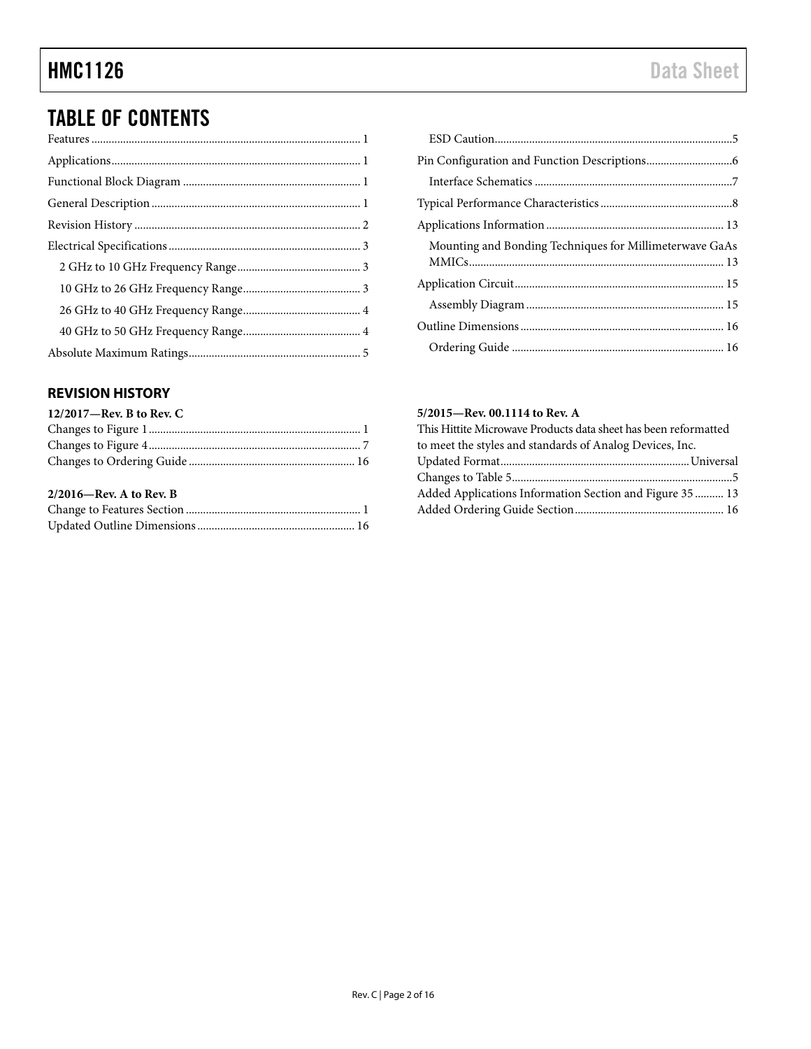# TABLE OF CONTENTS

Features ... 1
Applications ... 1
Functional Block Diagram ... 1
General Description ... 1
Revision History ... 2
Electrical Specifications ... 3
- 2 GHz to 10 GHz Frequency Range ... 3
- 10 GHz to 26 GHz Frequency Range ... 3
- 26 GHz to 40 GHz Frequency Range ... 4
- 40 GHz to 50 GHz Frequency Range ... 4

Absolute Maximum Ratings ... 5
- ESD Caution ... 5

Pin Configuration and Function Descriptions ... 6
- Interface Schematics ... 7

Typical Performance Characteristics ... 8
Applications Information ... 13
- Mounting and Bonding Techniques for Millimeterwave GaAs MMICs ... 13

Application Circuit ... 15
- Assembly Diagram ... 15

Outline Dimensions ... 16
- Ordering Guide ... 16

## REVISION HISTORY

**12/2017—Rev. B to Rev. C**

Changes to Figure 1 ... 1
Changes to Figure 4 ... 7
Changes to Ordering Guide ... 16

**2/2016—Rev. A to Rev. B**

Change to Features Section ... 1
Updated Outline Dimensions ... 16

**5/2015—Rev. 00.1114 to Rev. A**

This Hittite Microwave Products data sheet has been reformatted to meet the styles and standards of Analog Devices, Inc.

Updated Format ... Universal
Changes to Table 5 ... 5
Added Applications Information Section and Figure 35 ... 13
Added Ordering Guide Section ... 16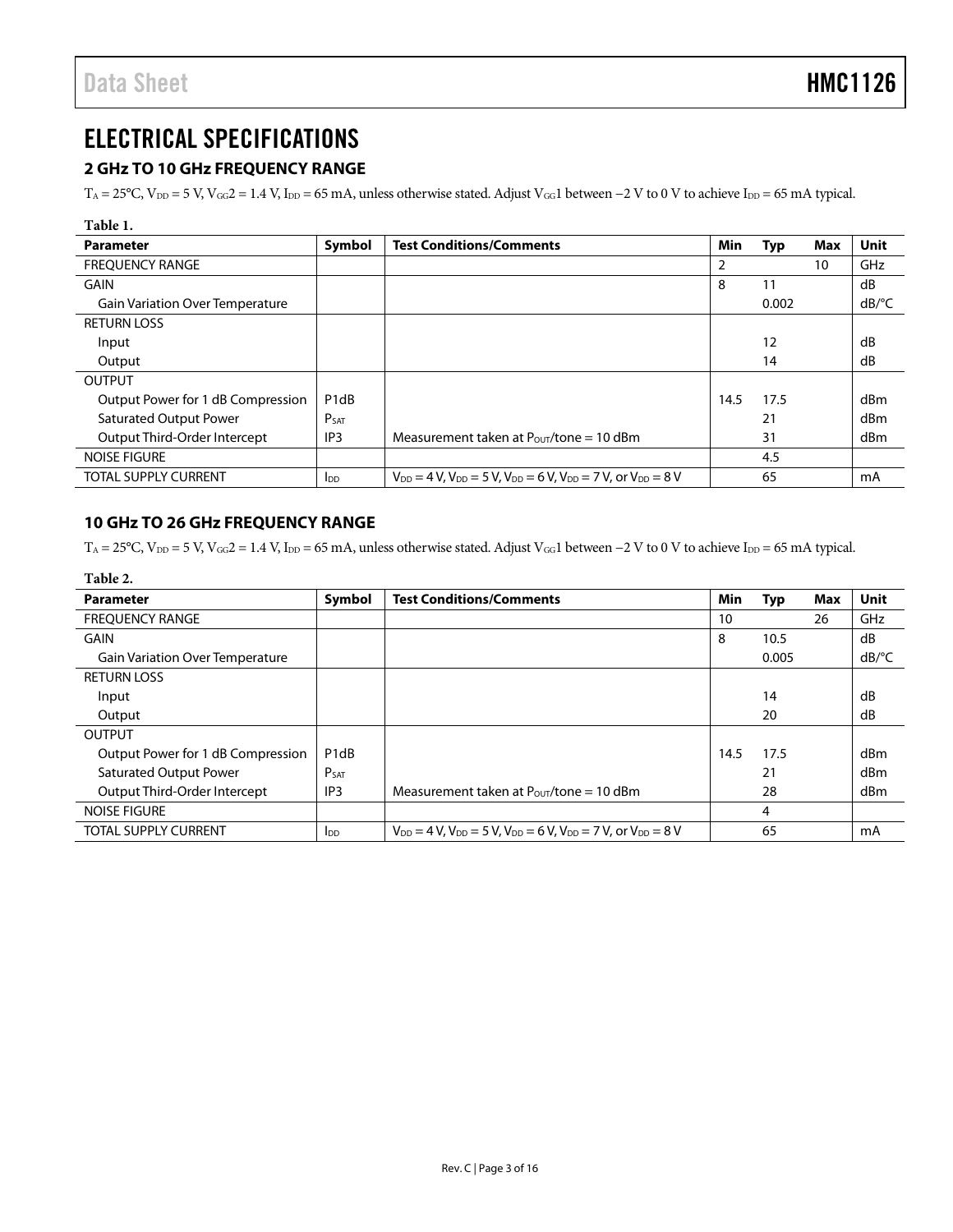# ELECTRICAL SPECIFICATIONS

## 2 GHz TO 10 GHz FREQUENCY RANGE

$T_A$ = 25°C, $V_{DD}$ = 5 V, $V_{GG}2$ = 1.4 V, $I_{DD}$ = 65 mA, unless otherwise stated. Adjust $V_{GG}1$ between −2 V to 0 V to achieve $I_{DD}$ = 65 mA typical.

**Table 1.**

| Parameter | Symbol | Test Conditions/Comments | Min | Typ | Max | Unit |
|---|---|---|---|---|---|---|
| FREQUENCY RANGE | | | 2 | | 10 | GHz |
| GAIN | | | 8 | 11 | | dB |
| Gain Variation Over Temperature | | | | 0.002 | | dB/°C |
| RETURN LOSS | | | | | | |
| Input | | | | 12 | | dB |
| Output | | | | 14 | | dB |
| OUTPUT | | | | | | |
| Output Power for 1 dB Compression | P1dB | | 14.5 | 17.5 | | dBm |
| Saturated Output Power | $P_{SAT}$ | | | 21 | | dBm |
| Output Third-Order Intercept | IP3 | Measurement taken at $P_{OUT}$/tone = 10 dBm | | 31 | | dBm |
| NOISE FIGURE | | | | 4.5 | | |
| TOTAL SUPPLY CURRENT | $I_{DD}$ | $V_{DD}$ = 4 V, $V_{DD}$ = 5 V, $V_{DD}$ = 6 V, $V_{DD}$ = 7 V, or $V_{DD}$ = 8 V | | 65 | | mA |

## 10 GHz TO 26 GHz FREQUENCY RANGE

$T_A$ = 25°C, $V_{DD}$ = 5 V, $V_{GG}2$ = 1.4 V, $I_{DD}$ = 65 mA, unless otherwise stated. Adjust $V_{GG}1$ between −2 V to 0 V to achieve $I_{DD}$ = 65 mA typical.

**Table 2.**

| Parameter | Symbol | Test Conditions/Comments | Min | Typ | Max | Unit |
|---|---|---|---|---|---|---|
| FREQUENCY RANGE | | | 10 | | 26 | GHz |
| GAIN | | | 8 | 10.5 | | dB |
| Gain Variation Over Temperature | | | | 0.005 | | dB/°C |
| RETURN LOSS | | | | | | |
| Input | | | | 14 | | dB |
| Output | | | | 20 | | dB |
| OUTPUT | | | | | | |
| Output Power for 1 dB Compression | P1dB | | 14.5 | 17.5 | | dBm |
| Saturated Output Power | $P_{SAT}$ | | | 21 | | dBm |
| Output Third-Order Intercept | IP3 | Measurement taken at $P_{OUT}$/tone = 10 dBm | | 28 | | dBm |
| NOISE FIGURE | | | | 4 | | |
| TOTAL SUPPLY CURRENT | $I_{DD}$ | $V_{DD}$ = 4 V, $V_{DD}$ = 5 V, $V_{DD}$ = 6 V, $V_{DD}$ = 7 V, or $V_{DD}$ = 8 V | | 65 | | mA |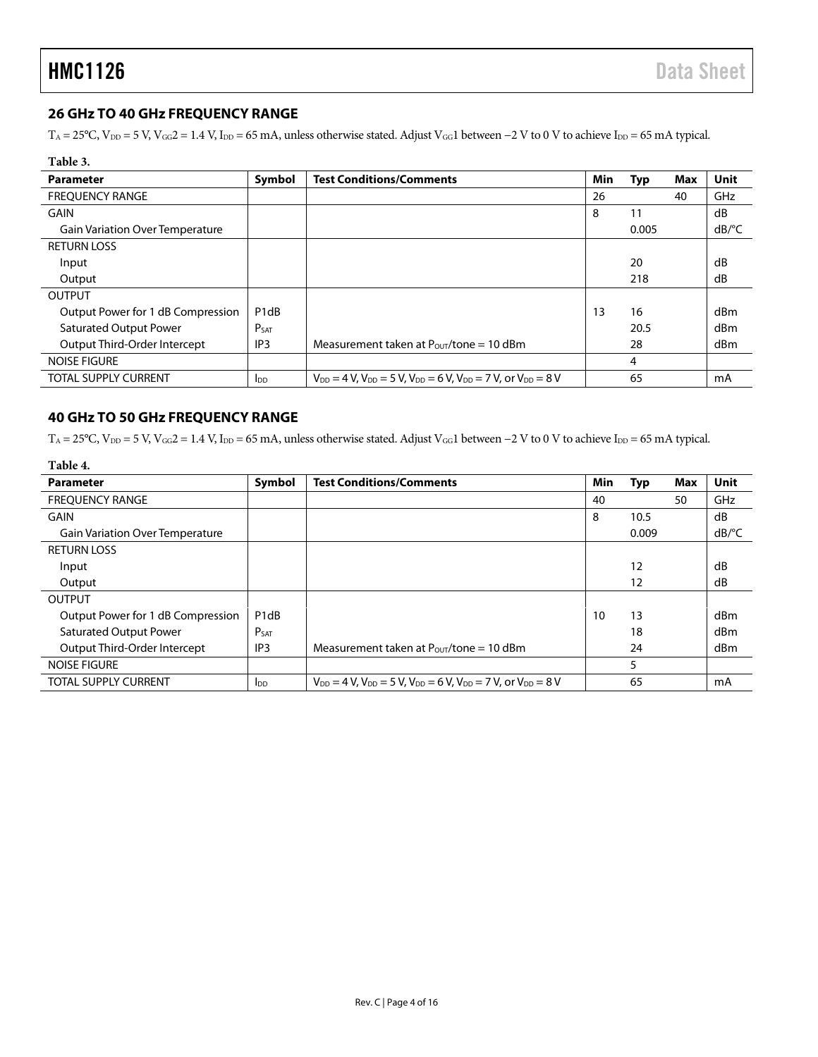## 26 GHz TO 40 GHz FREQUENCY RANGE

$T_A$ = 25°C, $V_{DD}$ = 5 V, $V_{GG}2$ = 1.4 V, $I_{DD}$ = 65 mA, unless otherwise stated. Adjust $V_{GG}1$ between −2 V to 0 V to achieve $I_{DD}$ = 65 mA typical.

**Table 3.**

| Parameter | Symbol | Test Conditions/Comments | Min | Typ | Max | Unit |
|---|---|---|---|---|---|---|
| FREQUENCY RANGE | | | 26 | | 40 | GHz |
| GAIN | | | 8 | 11 | | dB |
| Gain Variation Over Temperature | | | | 0.005 | | dB/°C |
| RETURN LOSS | | | | | | |
| Input | | | | 20 | | dB |
| Output | | | | 218 | | dB |
| OUTPUT | | | | | | |
| Output Power for 1 dB Compression | P1dB | | 13 | 16 | | dBm |
| Saturated Output Power | $P_{SAT}$ | | | 20.5 | | dBm |
| Output Third-Order Intercept | IP3 | Measurement taken at $P_{OUT}$/tone = 10 dBm | | 28 | | dBm |
| NOISE FIGURE | | | | 4 | | |
| TOTAL SUPPLY CURRENT | $I_{DD}$ | $V_{DD}$ = 4 V, $V_{DD}$ = 5 V, $V_{DD}$ = 6 V, $V_{DD}$ = 7 V, or $V_{DD}$ = 8 V | | 65 | | mA |

## 40 GHz TO 50 GHz FREQUENCY RANGE

$T_A$ = 25°C, $V_{DD}$ = 5 V, $V_{GG}2$ = 1.4 V, $I_{DD}$ = 65 mA, unless otherwise stated. Adjust $V_{GG}1$ between −2 V to 0 V to achieve $I_{DD}$ = 65 mA typical.

**Table 4.**

| Parameter | Symbol | Test Conditions/Comments | Min | Typ | Max | Unit |
|---|---|---|---|---|---|---|
| FREQUENCY RANGE | | | 40 | | 50 | GHz |
| GAIN | | | 8 | 10.5 | | dB |
| Gain Variation Over Temperature | | | | 0.009 | | dB/°C |
| RETURN LOSS | | | | | | |
| Input | | | | 12 | | dB |
| Output | | | | 12 | | dB |
| OUTPUT | | | | | | |
| Output Power for 1 dB Compression | P1dB | | 10 | 13 | | dBm |
| Saturated Output Power | $P_{SAT}$ | | | 18 | | dBm |
| Output Third-Order Intercept | IP3 | Measurement taken at $P_{OUT}$/tone = 10 dBm | | 24 | | dBm |
| NOISE FIGURE | | | | 5 | | |
| TOTAL SUPPLY CURRENT | $I_{DD}$ | $V_{DD}$ = 4 V, $V_{DD}$ = 5 V, $V_{DD}$ = 6 V, $V_{DD}$ = 7 V, or $V_{DD}$ = 8 V | | 65 | | mA |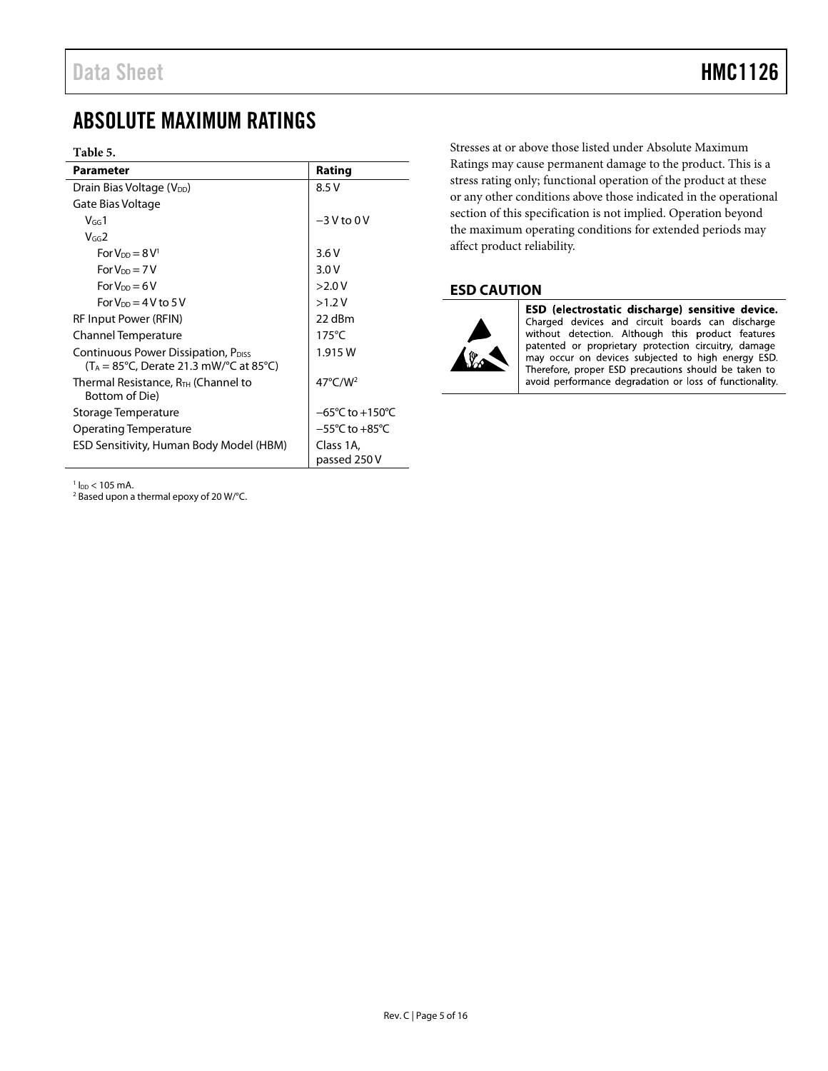# ABSOLUTE MAXIMUM RATINGS

**Table 5.**

| Parameter | Rating |
|---|---|
| Drain Bias Voltage ($V_{DD}$) | 8.5 V |
| Gate Bias Voltage | |
| $V_{GG}1$ | −3 V to 0 V |
| $V_{GG}2$ | |
| For $V_{DD}$ = 8 V[1] | 3.6 V |
| For $V_{DD}$ = 7 V | 3.0 V |
| For $V_{DD}$ = 6 V | >2.0 V |
| For $V_{DD}$ = 4 V to 5 V | >1.2 V |
| RF Input Power (RFIN) | 22 dBm |
| Channel Temperature | 175°C |
| Continuous Power Dissipation, $P_{DISS}$ ($T_A$ = 85°C, Derate 21.3 mW/°C at 85°C) | 1.915 W |
| Thermal Resistance, $R_{TH}$ (Channel to Bottom of Die) | 47°C/W[2] |
| Storage Temperature | −65°C to +150°C |
| Operating Temperature | −55°C to +85°C |
| ESD Sensitivity, Human Body Model (HBM) | Class 1A, passed 250 V |

[1] $I_{DD}$ < 105 mA.
[2] Based upon a thermal epoxy of 20 W/°C.

Stresses at or above those listed under Absolute Maximum Ratings may cause permanent damage to the product. This is a stress rating only; functional operation of the product at these or any other conditions above those indicated in the operational section of this specification is not implied. Operation beyond the maximum operating conditions for extended periods may affect product reliability.

## ESD CAUTION

**ESD (electrostatic discharge) sensitive device.** Charged devices and circuit boards can discharge without detection. Although this product features patented or proprietary protection circuitry, damage may occur on devices subjected to high energy ESD. Therefore, proper ESD precautions should be taken to avoid performance degradation or loss of functionality.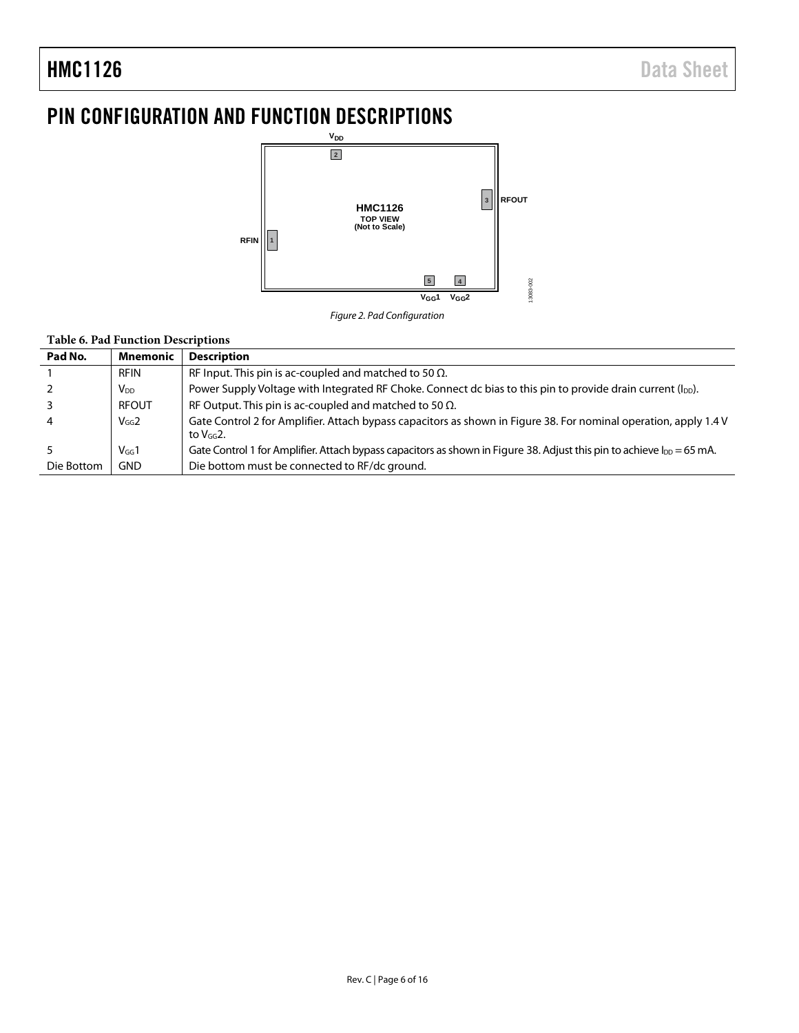# PIN CONFIGURATION AND FUNCTION DESCRIPTIONS

Figure 2. Pad Configuration

**Table 6. Pad Function Descriptions**

| Pad No. | Mnemonic | Description |
| --- | --- | --- |
| 1 | RFIN | RF Input. This pin is ac-coupled and matched to 50 Ω. |
| 2 | $V_{DD}$ | Power Supply Voltage with Integrated RF Choke. Connect dc bias to this pin to provide drain current ($I_{DD}$). |
| 3 | RFOUT | RF Output. This pin is ac-coupled and matched to 50 Ω. |
| 4 | $V_{GG}2$ | Gate Control 2 for Amplifier. Attach bypass capacitors as shown in Figure 38. For nominal operation, apply 1.4 V to $V_{GG}2$. |
| 5 | $V_{GG}1$ | Gate Control 1 for Amplifier. Attach bypass capacitors as shown in Figure 38. Adjust this pin to achieve $I_{DD}$ = 65 mA. |
| Die Bottom | GND | Die bottom must be connected to RF/dc ground. |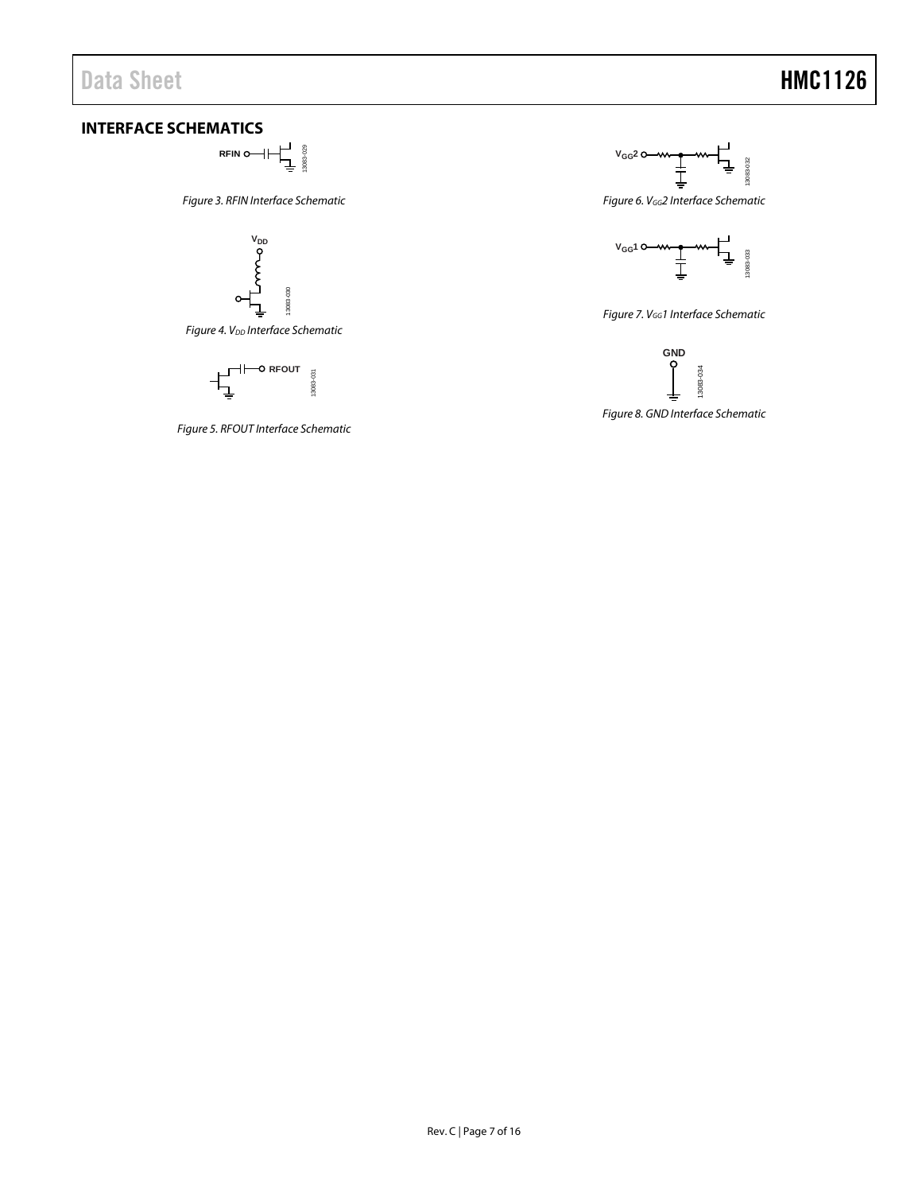## INTERFACE SCHEMATICS

Figure 3. RFIN Interface Schematic

Figure 4. $V_{DD}$ Interface Schematic

Figure 5. RFOUT Interface Schematic

Figure 6. $V_{GG}2$ Interface Schematic

Figure 7. $V_{GG}1$ Interface Schematic

Figure 8. GND Interface Schematic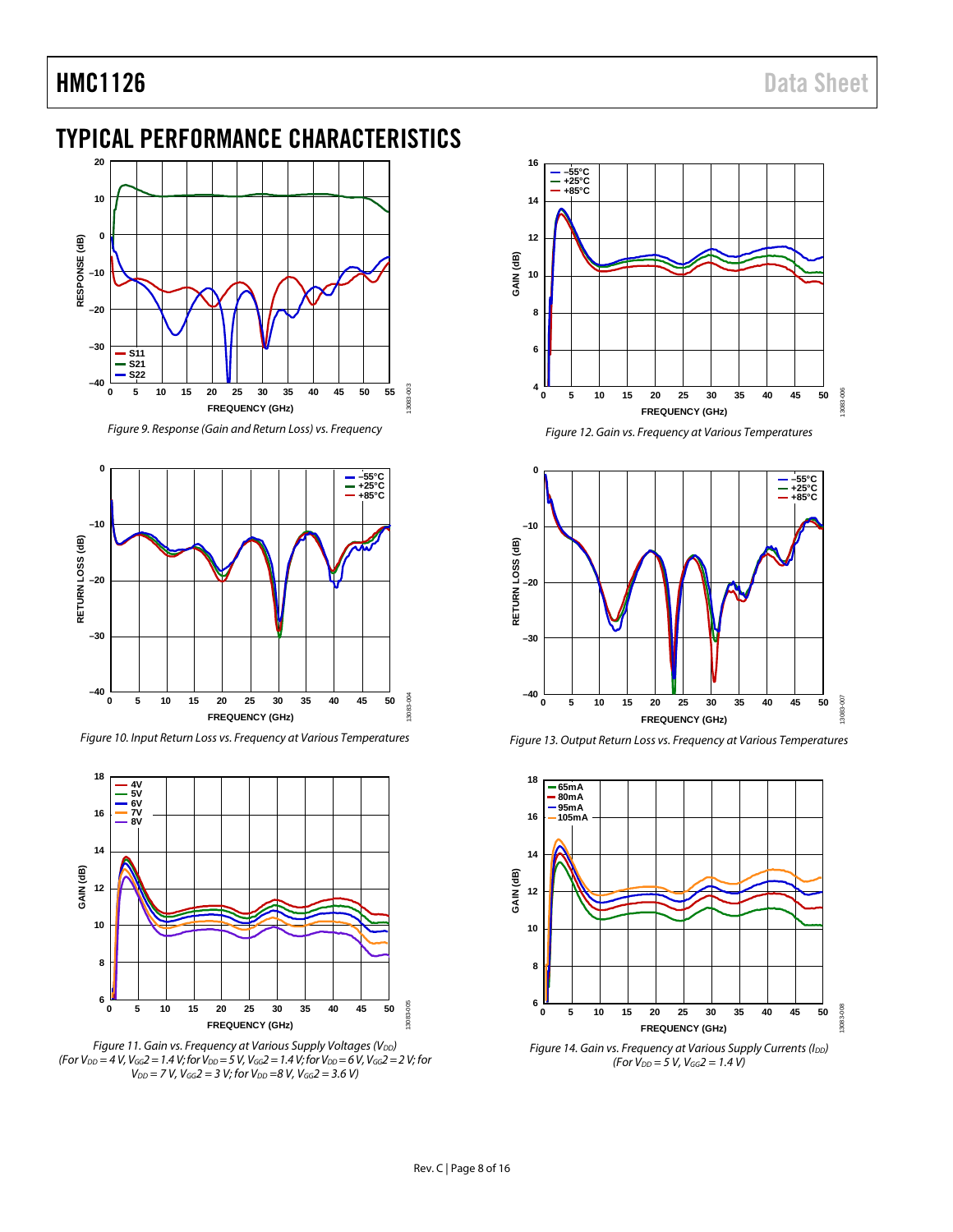# TYPICAL PERFORMANCE CHARACTERISTICS

Figure 9. Response (Gain and Return Loss) vs. Frequency

Figure 10. Input Return Loss vs. Frequency at Various Temperatures

Figure 11. Gain vs. Frequency at Various Supply Voltages ($V_{DD}$)
(For $V_{DD}$ = 4 V, $V_{GG}2$ = 1.4 V; for $V_{DD}$ = 5 V, $V_{GG}2$ = 1.4 V; for $V_{DD}$ = 6 V, $V_{GG}2$ = 2 V; for $V_{DD}$ = 7 V, $V_{GG}2$ = 3 V; for $V_{DD}$ = 8 V, $V_{GG}2$ = 3.6 V)

Figure 12. Gain vs. Frequency at Various Temperatures

Figure 13. Output Return Loss vs. Frequency at Various Temperatures

Figure 14. Gain vs. Frequency at Various Supply Currents ($I_{DD}$)
(For $V_{DD}$ = 5 V, $V_{GG}2$ = 1.4 V)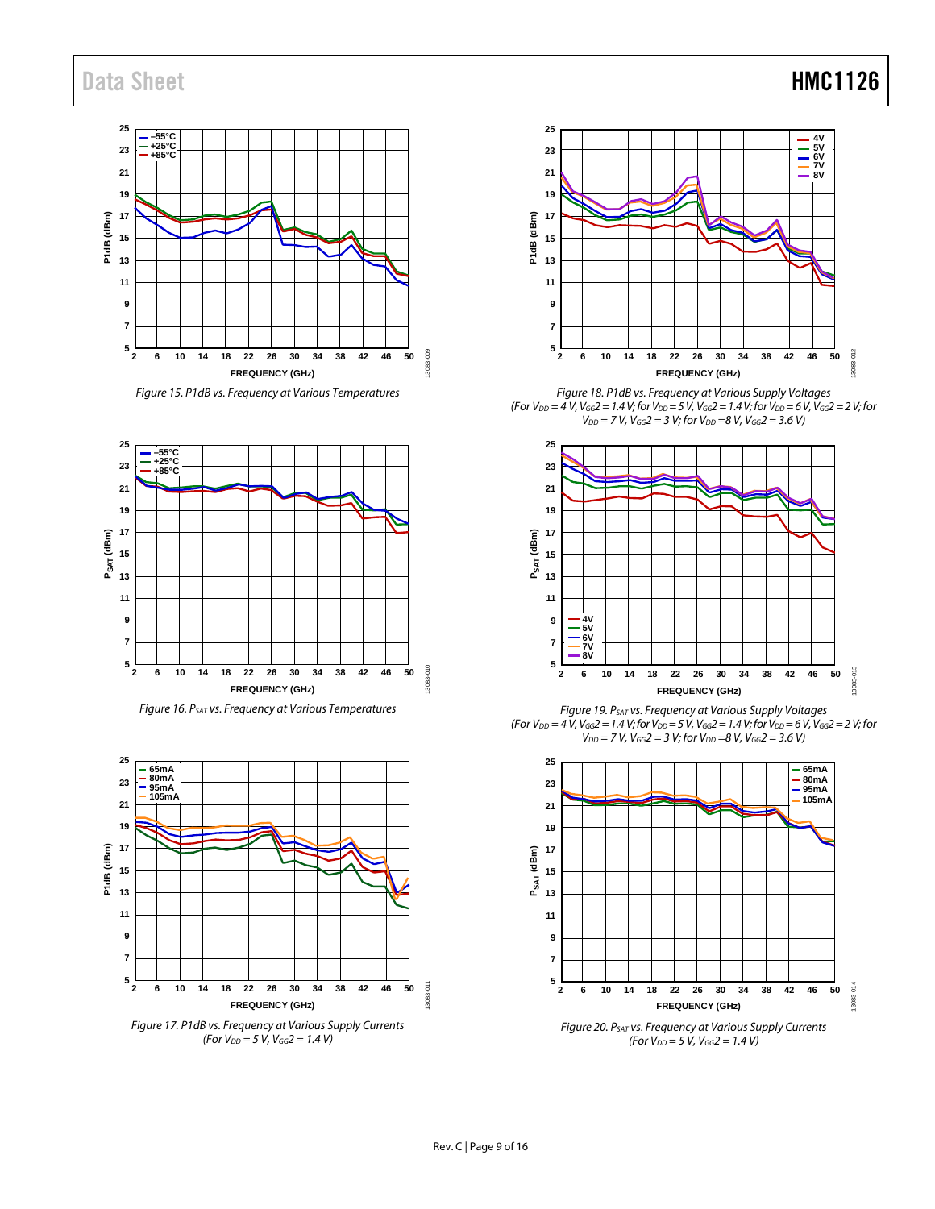Figure 15. P1dB vs. Frequency at Various Temperatures

Figure 18. P1dB vs. Frequency at Various Supply Voltages (For $V_{DD}$ = 4 V, $V_{GG}2$ = 1.4 V; for $V_{DD}$ = 5 V, $V_{GG}2$ = 1.4 V; for $V_{DD}$ = 6 V, $V_{GG}2$ = 2 V; for $V_{DD}$ = 7 V, $V_{GG}2$ = 3 V; for $V_{DD}$ = 8 V, $V_{GG}2$ = 3.6 V)

Figure 16. $P_{SAT}$ vs. Frequency at Various Temperatures

Figure 19. $P_{SAT}$ vs. Frequency at Various Supply Voltages (For $V_{DD}$ = 4 V, $V_{GG}2$ = 1.4 V; for $V_{DD}$ = 5 V, $V_{GG}2$ = 1.4 V; for $V_{DD}$ = 6 V, $V_{GG}2$ = 2 V; for $V_{DD}$ = 7 V, $V_{GG}2$ = 3 V; for $V_{DD}$ = 8 V, $V_{GG}2$ = 3.6 V)

Figure 17. P1dB vs. Frequency at Various Supply Currents (For $V_{DD}$ = 5 V, $V_{GG}2$ = 1.4 V)

Figure 20. $P_{SAT}$ vs. Frequency at Various Supply Currents (For $V_{DD}$ = 5 V, $V_{GG}2$ = 1.4 V)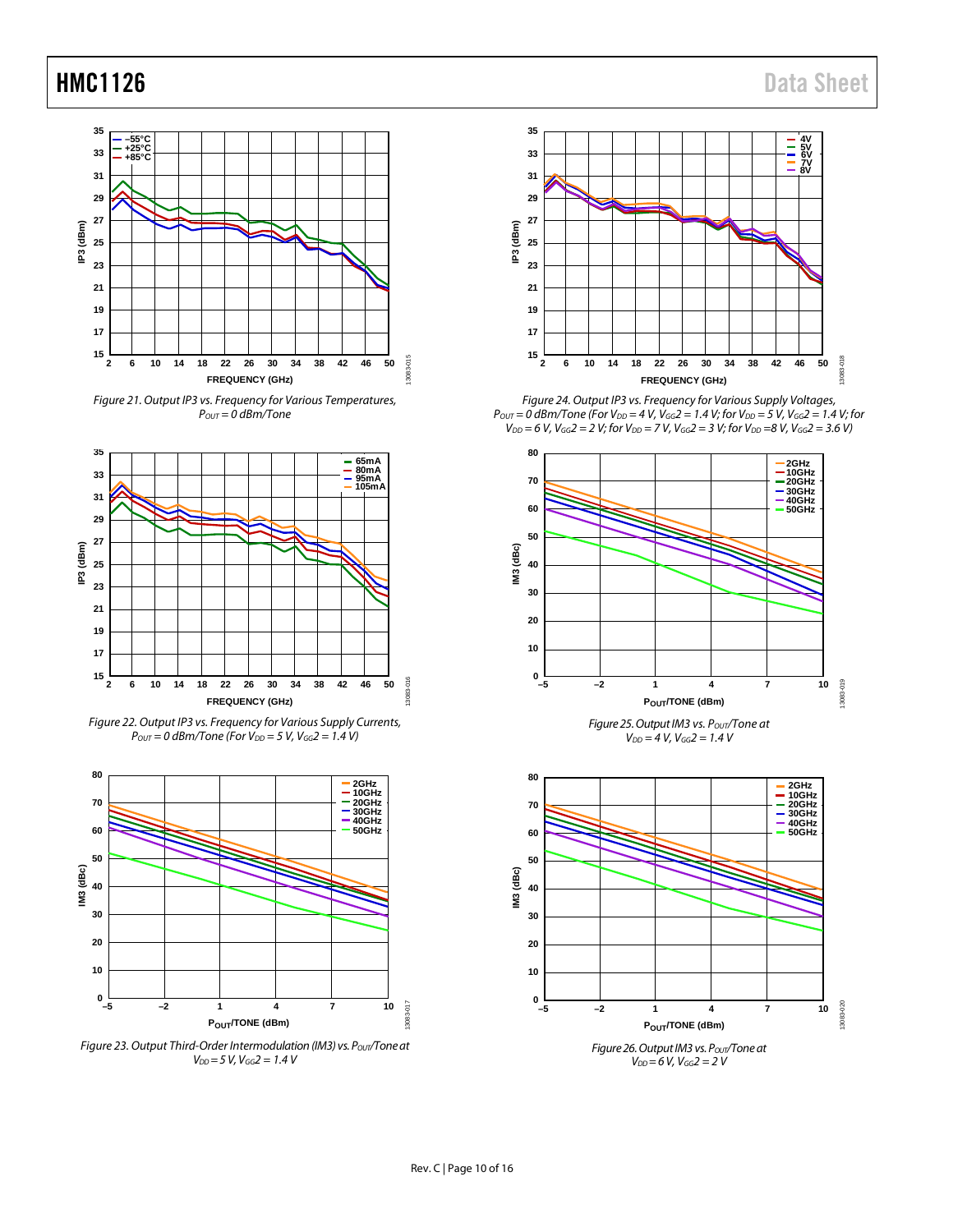Figure 21. Output IP3 vs. Frequency for Various Temperatures, $P_{OUT}$ = 0 dBm/Tone

Figure 22. Output IP3 vs. Frequency for Various Supply Currents, $P_{OUT}$ = 0 dBm/Tone (For $V_{DD}$ = 5 V, $V_{GG}2$ = 1.4 V)

Figure 23. Output Third-Order Intermodulation (IM3) vs. $P_{OUT}$/Tone at $V_{DD}$ = 5 V, $V_{GG}2$ = 1.4 V

Figure 24. Output IP3 vs. Frequency for Various Supply Voltages, $P_{OUT}$ = 0 dBm/Tone (For $V_{DD}$ = 4 V, $V_{GG}2$ = 1.4 V; for $V_{DD}$ = 5 V, $V_{GG}2$ = 1.4 V; for $V_{DD}$ = 6 V, $V_{GG}2$ = 2 V; for $V_{DD}$ = 7 V, $V_{GG}2$ = 3 V; for $V_{DD}$ =8 V, $V_{GG}2$ = 3.6 V)

Figure 25. Output IM3 vs. $P_{OUT}$/Tone at $V_{DD}$ = 4 V, $V_{GG}2$ = 1.4 V

Figure 26. Output IM3 vs. $P_{OUT}$/Tone at $V_{DD}$ = 6 V, $V_{GG}2$ = 2 V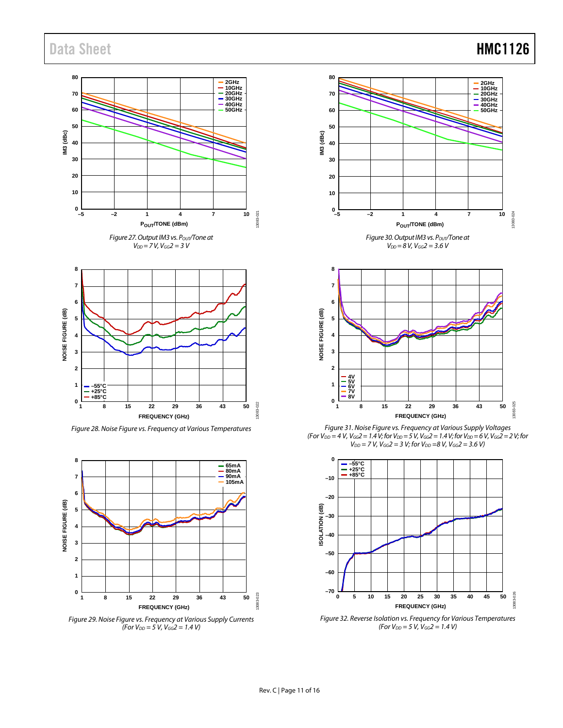Figure 27. Output IM3 vs. $P_{OUT}$/Tone at $V_{DD}$ = 7 V, $V_{GG}2$ = 3 V

Figure 28. Noise Figure vs. Frequency at Various Temperatures

Figure 29. Noise Figure vs. Frequency at Various Supply Currents (For $V_{DD}$ = 5 V, $V_{GG}2$ = 1.4 V)

Figure 30. Output IM3 vs. $P_{OUT}$/Tone at $V_{DD}$ = 8 V, $V_{GG}2$ = 3.6 V

Figure 31. Noise Figure vs. Frequency at Various Supply Voltages (For $V_{DD}$ = 4 V, $V_{GG}2$ = 1.4 V; for $V_{DD}$ = 5 V, $V_{GG}2$ = 1.4 V; for $V_{DD}$ = 6 V, $V_{GG}2$ = 2 V; for $V_{DD}$ = 7 V, $V_{GG}2$ = 3 V; for $V_{DD}$ = 8 V, $V_{GG}2$ = 3.6 V)

Figure 32. Reverse Isolation vs. Frequency for Various Temperatures (For $V_{DD}$ = 5 V, $V_{GG}2$ = 1.4 V)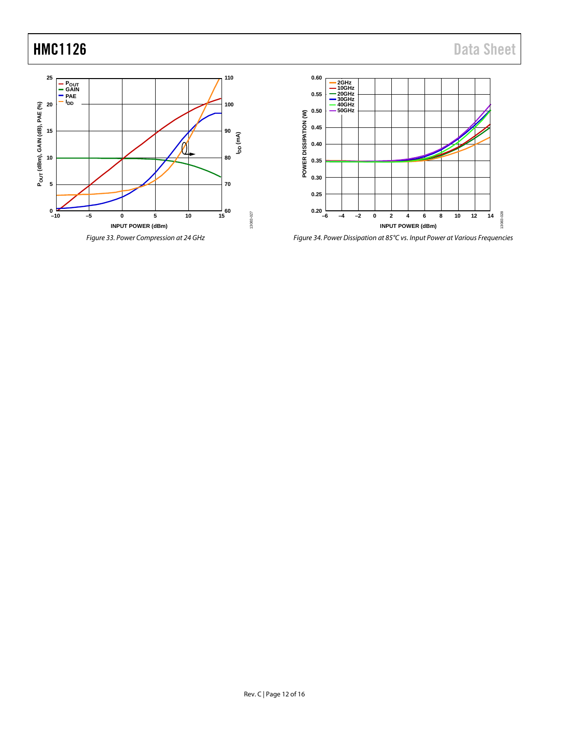Figure 33. Power Compression at 24 GHz

Figure 34. Power Dissipation at 85°C vs. Input Power at Various Frequencies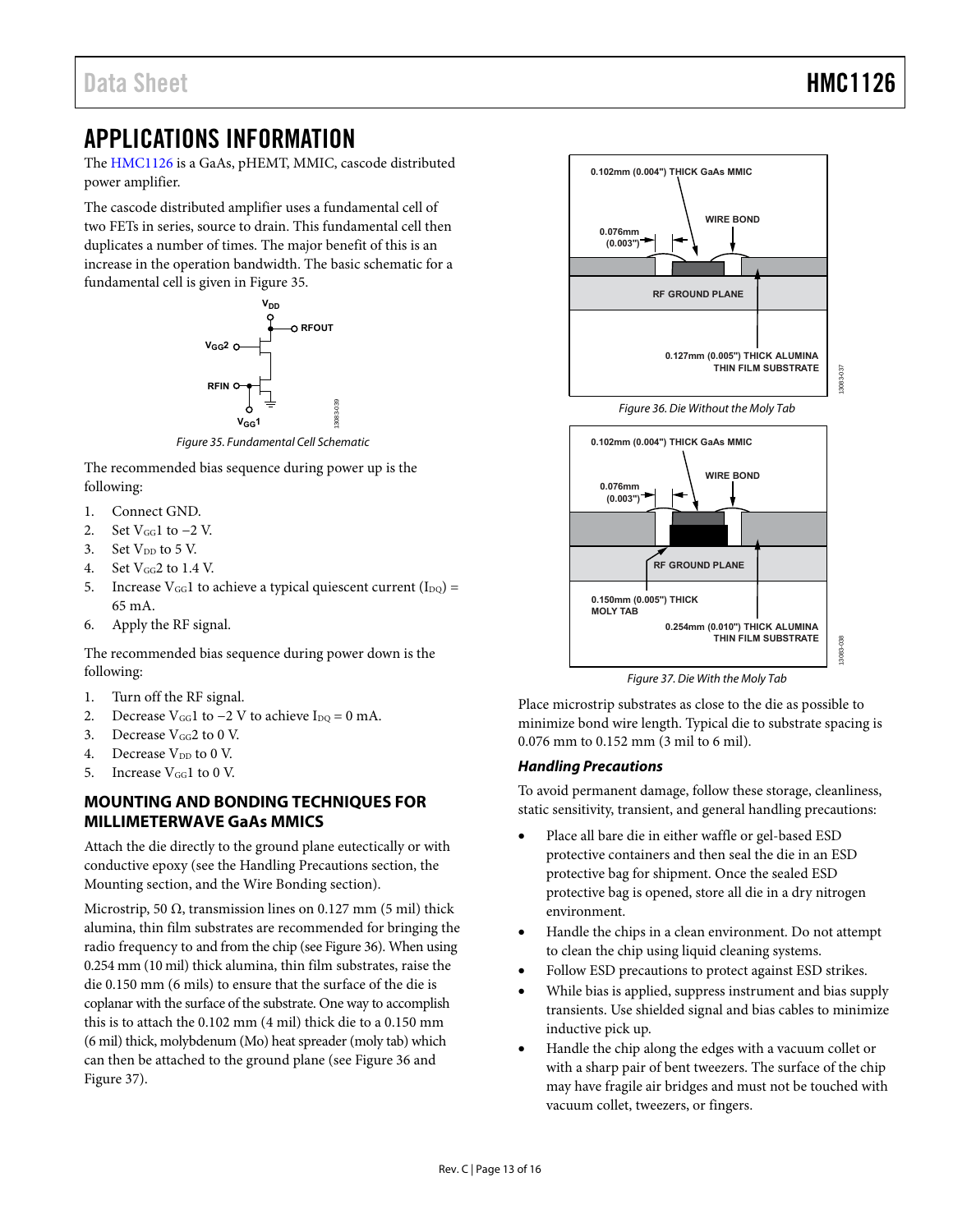# APPLICATIONS INFORMATION

The HMC1126 is a GaAs, pHEMT, MMIC, cascode distributed power amplifier.

The cascode distributed amplifier uses a fundamental cell of two FETs in series, source to drain. This fundamental cell then duplicates a number of times. The major benefit of this is an increase in the operation bandwidth. The basic schematic for a fundamental cell is given in Figure 35.

Figure 35. Fundamental Cell Schematic

The recommended bias sequence during power up is the following:

1. Connect GND.
2. Set $V_{GG}1$ to −2 V.
3. Set $V_{DD}$ to 5 V.
4. Set $V_{GG}2$ to 1.4 V.
5. Increase $V_{GG}1$ to achieve a typical quiescent current ($I_{DQ}$) = 65 mA.
6. Apply the RF signal.

The recommended bias sequence during power down is the following:

1. Turn off the RF signal.
2. Decrease $V_{GG}1$ to −2 V to achieve $I_{DQ}$ = 0 mA.
3. Decrease $V_{GG}2$ to 0 V.
4. Decrease $V_{DD}$ to 0 V.
5. Increase $V_{GG}1$ to 0 V.

## MOUNTING AND BONDING TECHNIQUES FOR MILLIMETERWAVE GaAs MMICS

Attach the die directly to the ground plane eutectically or with conductive epoxy (see the Handling Precautions section, the Mounting section, and the Wire Bonding section).

Microstrip, 50 Ω, transmission lines on 0.127 mm (5 mil) thick alumina, thin film substrates are recommended for bringing the radio frequency to and from the chip (see Figure 36). When using 0.254 mm (10 mil) thick alumina, thin film substrates, raise the die 0.150 mm (6 mils) to ensure that the surface of the die is coplanar with the surface of the substrate. One way to accomplish this is to attach the 0.102 mm (4 mil) thick die to a 0.150 mm (6 mil) thick, molybdenum (Mo) heat spreader (moly tab) which can then be attached to the ground plane (see Figure 36 and Figure 37).

Figure 36. Die Without the Moly Tab

Figure 37. Die With the Moly Tab

Place microstrip substrates as close to the die as possible to minimize bond wire length. Typical die to substrate spacing is 0.076 mm to 0.152 mm (3 mil to 6 mil).

### *Handling Precautions*

To avoid permanent damage, follow these storage, cleanliness, static sensitivity, transient, and general handling precautions:

- Place all bare die in either waffle or gel-based ESD protective containers and then seal the die in an ESD protective bag for shipment. Once the sealed ESD protective bag is opened, store all die in a dry nitrogen environment.
- Handle the chips in a clean environment. Do not attempt to clean the chip using liquid cleaning systems.
- Follow ESD precautions to protect against ESD strikes.
- While bias is applied, suppress instrument and bias supply transients. Use shielded signal and bias cables to minimize inductive pick up.
- Handle the chip along the edges with a vacuum collet or with a sharp pair of bent tweezers. The surface of the chip may have fragile air bridges and must not be touched with vacuum collet, tweezers, or fingers.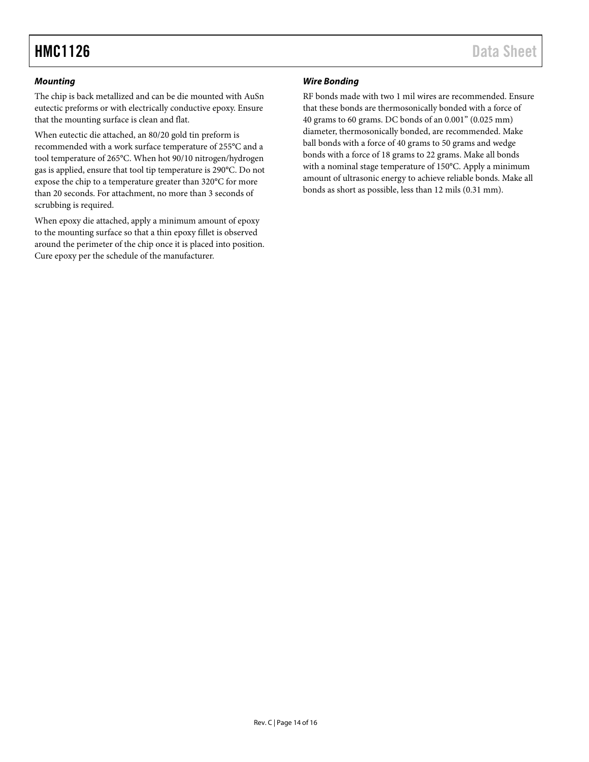### Mounting

The chip is back metallized and can be die mounted with AuSn eutectic preforms or with electrically conductive epoxy. Ensure that the mounting surface is clean and flat.

When eutectic die attached, an 80/20 gold tin preform is recommended with a work surface temperature of 255°C and a tool temperature of 265°C. When hot 90/10 nitrogen/hydrogen gas is applied, ensure that tool tip temperature is 290°C. Do not expose the chip to a temperature greater than 320°C for more than 20 seconds. For attachment, no more than 3 seconds of scrubbing is required.

When epoxy die attached, apply a minimum amount of epoxy to the mounting surface so that a thin epoxy fillet is observed around the perimeter of the chip once it is placed into position. Cure epoxy per the schedule of the manufacturer.

### Wire Bonding

RF bonds made with two 1 mil wires are recommended. Ensure that these bonds are thermosonically bonded with a force of 40 grams to 60 grams. DC bonds of an 0.001” (0.025 mm) diameter, thermosonically bonded, are recommended. Make ball bonds with a force of 40 grams to 50 grams and wedge bonds with a force of 18 grams to 22 grams. Make all bonds with a nominal stage temperature of 150°C. Apply a minimum amount of ultrasonic energy to achieve reliable bonds. Make all bonds as short as possible, less than 12 mils (0.31 mm).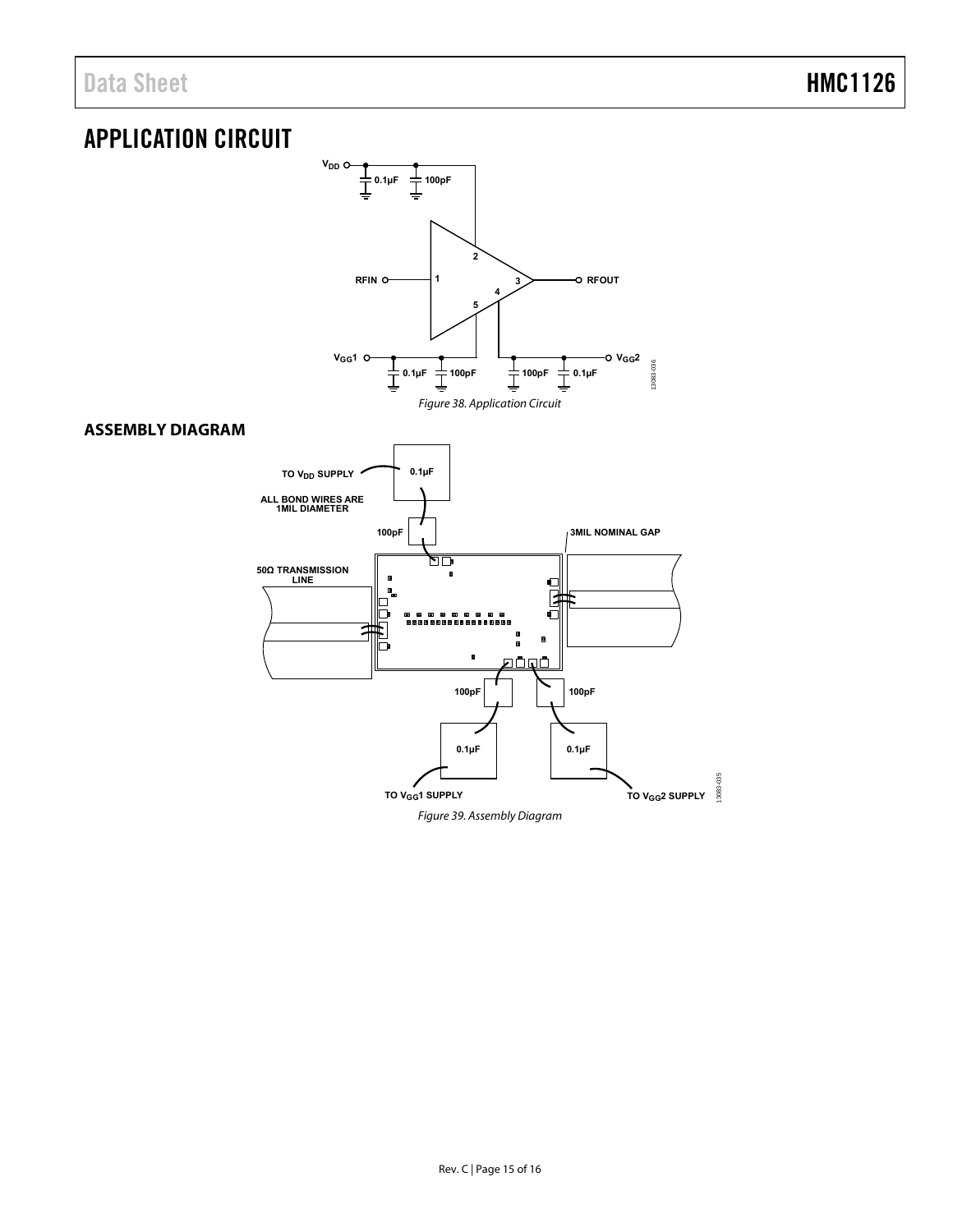# APPLICATION CIRCUIT

Figure 38. Application Circuit

## ASSEMBLY DIAGRAM

Figure 39. Assembly Diagram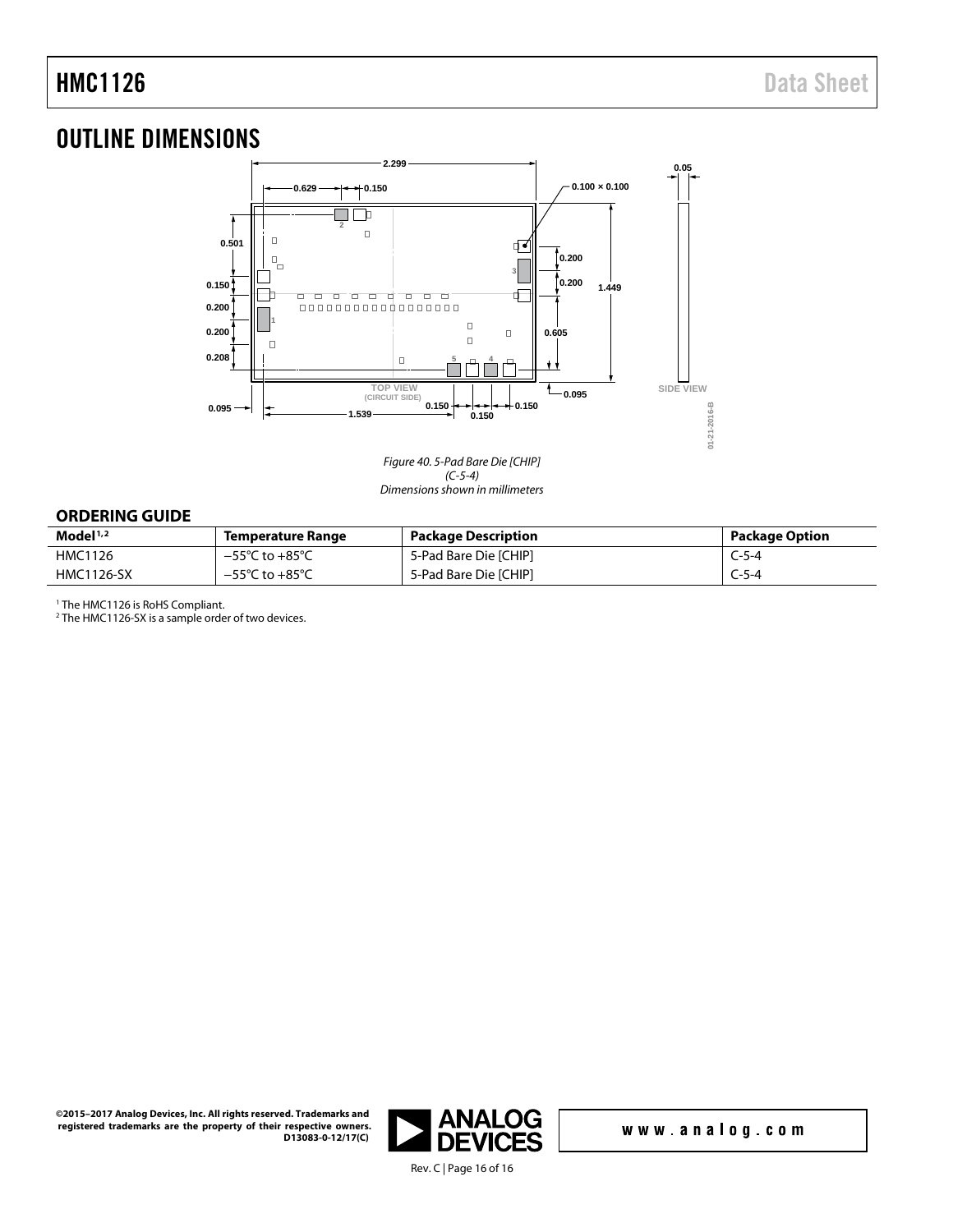# OUTLINE DIMENSIONS

2.299
0.629
0.150
0.100 × 0.100
0.05
0.501
0.150
0.200
0.200
0.208
0.200
0.200
1.449
0.605
0.095
0.095
1.539
0.150
0.150
0.150
TOP VIEW
(CIRCUIT SIDE)
SIDE VIEW
01-21-2016-B

*Figure 40. 5-Pad Bare Die [CHIP]*
*(C-5-4)*
*Dimensions shown in millimeters*

## ORDERING GUIDE

| Model[1,2] | Temperature Range | Package Description | Package Option |
|---|---|---|---|
| HMC1126 | −55°C to +85°C | 5-Pad Bare Die [CHIP] | C-5-4 |
| HMC1126-SX | −55°C to +85°C | 5-Pad Bare Die [CHIP] | C-5-4 |

[1] The HMC1126 is RoHS Compliant.
[2] The HMC1126-SX is a sample order of two devices.

**©2015–2017 Analog Devices, Inc. All rights reserved. Trademarks and registered trademarks are the property of their respective owners. D13083-0-12/17(C)**